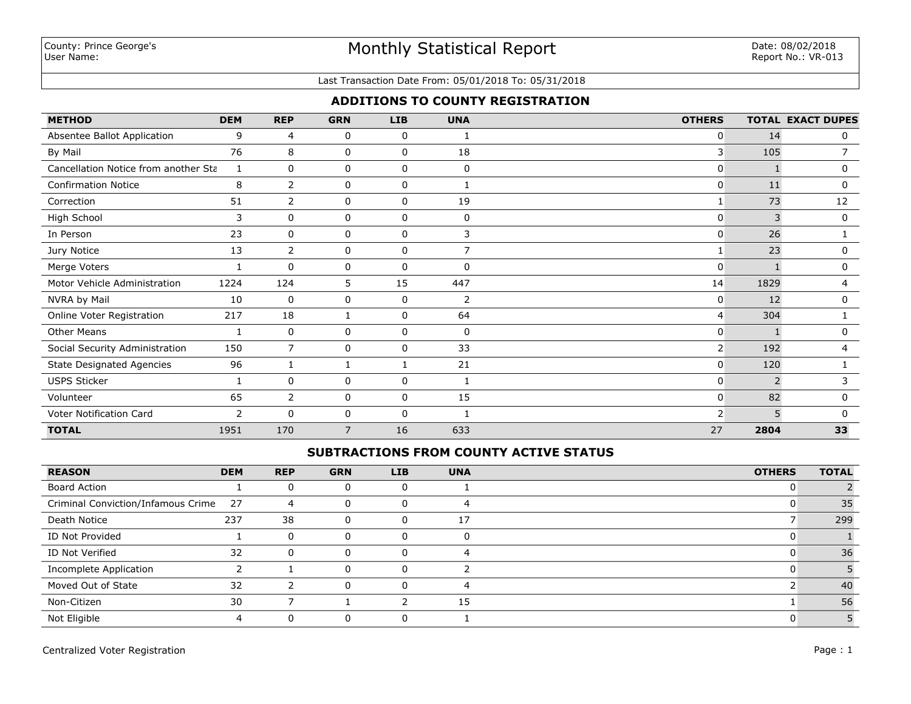County: Prince George's
User Name:

# Monthly Statistical Report

Date: 08/02/2018
Report No.: VR-013

Last Transaction Date From: 05/01/2018 To: 05/31/2018

## ADDITIONS TO COUNTY REGISTRATION

| METHOD | DEM | REP | GRN | LIB | UNA | OTHERS | TOTAL | EXACT DUPES |
|---|---|---|---|---|---|---|---|---|
| Absentee Ballot Application | 9 | 4 | 0 | 0 | 1 | 0 | 14 | 0 |
| By Mail | 76 | 8 | 0 | 0 | 18 | 3 | 105 | 7 |
| Cancellation Notice from another Sta | 1 | 0 | 0 | 0 | 0 | 0 | 1 | 0 |
| Confirmation Notice | 8 | 2 | 0 | 0 | 1 | 0 | 11 | 0 |
| Correction | 51 | 2 | 0 | 0 | 19 | 1 | 73 | 12 |
| High School | 3 | 0 | 0 | 0 | 0 | 0 | 3 | 0 |
| In Person | 23 | 0 | 0 | 0 | 3 | 0 | 26 | 1 |
| Jury Notice | 13 | 2 | 0 | 0 | 7 | 1 | 23 | 0 |
| Merge Voters | 1 | 0 | 0 | 0 | 0 | 0 | 1 | 0 |
| Motor Vehicle Administration | 1224 | 124 | 5 | 15 | 447 | 14 | 1829 | 4 |
| NVRA by Mail | 10 | 0 | 0 | 0 | 2 | 0 | 12 | 0 |
| Online Voter Registration | 217 | 18 | 1 | 0 | 64 | 4 | 304 | 1 |
| Other Means | 1 | 0 | 0 | 0 | 0 | 0 | 1 | 0 |
| Social Security Administration | 150 | 7 | 0 | 0 | 33 | 2 | 192 | 4 |
| State Designated Agencies | 96 | 1 | 1 | 1 | 21 | 0 | 120 | 1 |
| USPS Sticker | 1 | 0 | 0 | 0 | 1 | 0 | 2 | 3 |
| Volunteer | 65 | 2 | 0 | 0 | 15 | 0 | 82 | 0 |
| Voter Notification Card | 2 | 0 | 0 | 0 | 1 | 2 | 5 | 0 |
| **TOTAL** | 1951 | 170 | 7 | 16 | 633 | 27 | **2804** | **33** |

## SUBTRACTIONS FROM COUNTY ACTIVE STATUS

| REASON | DEM | REP | GRN | LIB | UNA | OTHERS | TOTAL |
|---|---|---|---|---|---|---|---|
| Board Action | 1 | 0 | 0 | 0 | 1 | 0 | 2 |
| Criminal Conviction/Infamous Crime | 27 | 4 | 0 | 0 | 4 | 0 | 35 |
| Death Notice | 237 | 38 | 0 | 0 | 17 | 7 | 299 |
| ID Not Provided | 1 | 0 | 0 | 0 | 0 | 0 | 1 |
| ID Not Verified | 32 | 0 | 0 | 0 | 4 | 0 | 36 |
| Incomplete Application | 2 | 1 | 0 | 0 | 2 | 0 | 5 |
| Moved Out of State | 32 | 2 | 0 | 0 | 4 | 2 | 40 |
| Non-Citizen | 30 | 7 | 1 | 2 | 15 | 1 | 56 |
| Not Eligible | 4 | 0 | 0 | 0 | 1 | 0 | 5 |

Centralized Voter Registration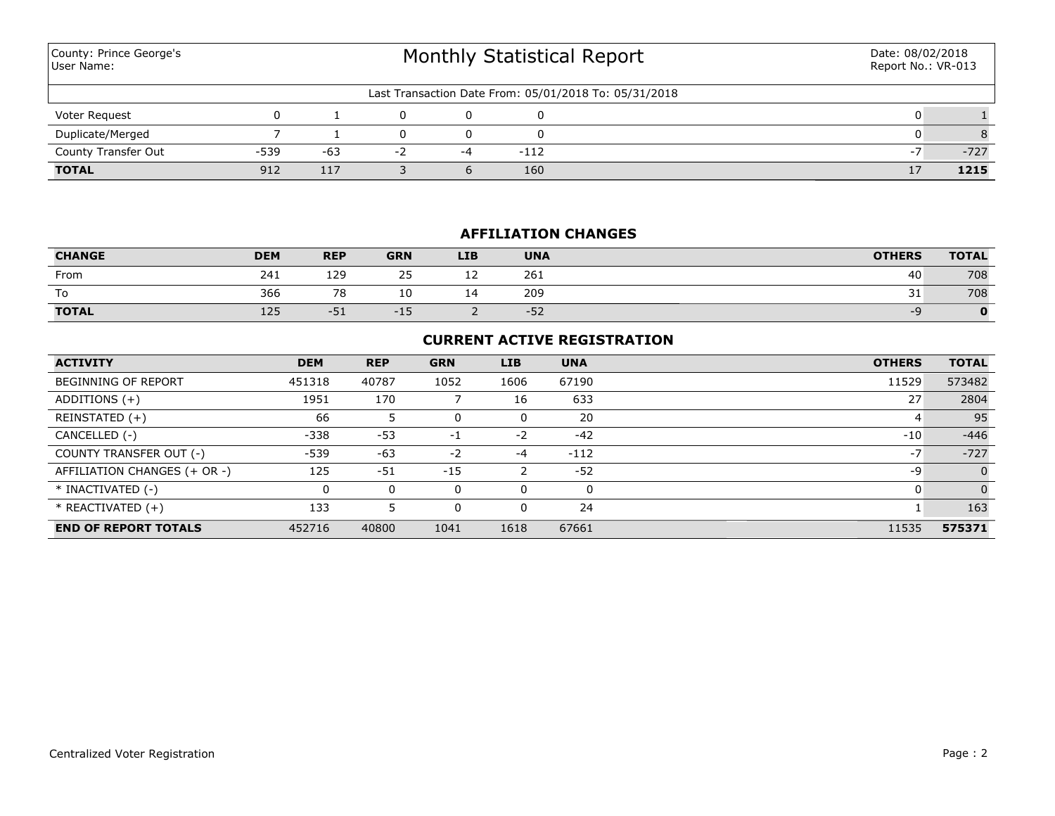County: Prince George's
User Name:

# Monthly Statistical Report

Date: 08/02/2018
Report No.: VR-013

Last Transaction Date From: 05/01/2018 To: 05/31/2018

| | | | | | | | |
|---|---|---|---|---|---|---|---|
| Voter Request | 0 | 1 | 0 | 0 | 0 | 0 | 1 |
| Duplicate/Merged | 7 | 1 | 0 | 0 | 0 | 0 | 8 |
| County Transfer Out | -539 | -63 | -2 | -4 | -112 | -7 | -727 |
| **TOTAL** | 912 | 117 | 3 | 6 | 160 | 17 | **1215** |

## AFFILIATION CHANGES

| CHANGE | DEM | REP | GRN | LIB | UNA | OTHERS | TOTAL |
|---|---|---|---|---|---|---|---|
| From | 241 | 129 | 25 | 12 | 261 | 40 | 708 |
| To | 366 | 78 | 10 | 14 | 209 | 31 | 708 |
| **TOTAL** | 125 | -51 | -15 | 2 | -52 | -9 | **0** |

## CURRENT ACTIVE REGISTRATION

| ACTIVITY | DEM | REP | GRN | LIB | UNA | OTHERS | TOTAL |
|---|---|---|---|---|---|---|---|
| BEGINNING OF REPORT | 451318 | 40787 | 1052 | 1606 | 67190 | 11529 | 573482 |
| ADDITIONS (+) | 1951 | 170 | 7 | 16 | 633 | 27 | 2804 |
| REINSTATED (+) | 66 | 5 | 0 | 0 | 20 | 4 | 95 |
| CANCELLED (-) | -338 | -53 | -1 | -2 | -42 | -10 | -446 |
| COUNTY TRANSFER OUT (-) | -539 | -63 | -2 | -4 | -112 | -7 | -727 |
| AFFILIATION CHANGES (+ OR -) | 125 | -51 | -15 | 2 | -52 | -9 | 0 |
| * INACTIVATED (-) | 0 | 0 | 0 | 0 | 0 | 0 | 0 |
| * REACTIVATED (+) | 133 | 5 | 0 | 0 | 24 | 1 | 163 |
| **END OF REPORT TOTALS** | 452716 | 40800 | 1041 | 1618 | 67661 | 11535 | **575371** |

Centralized Voter Registration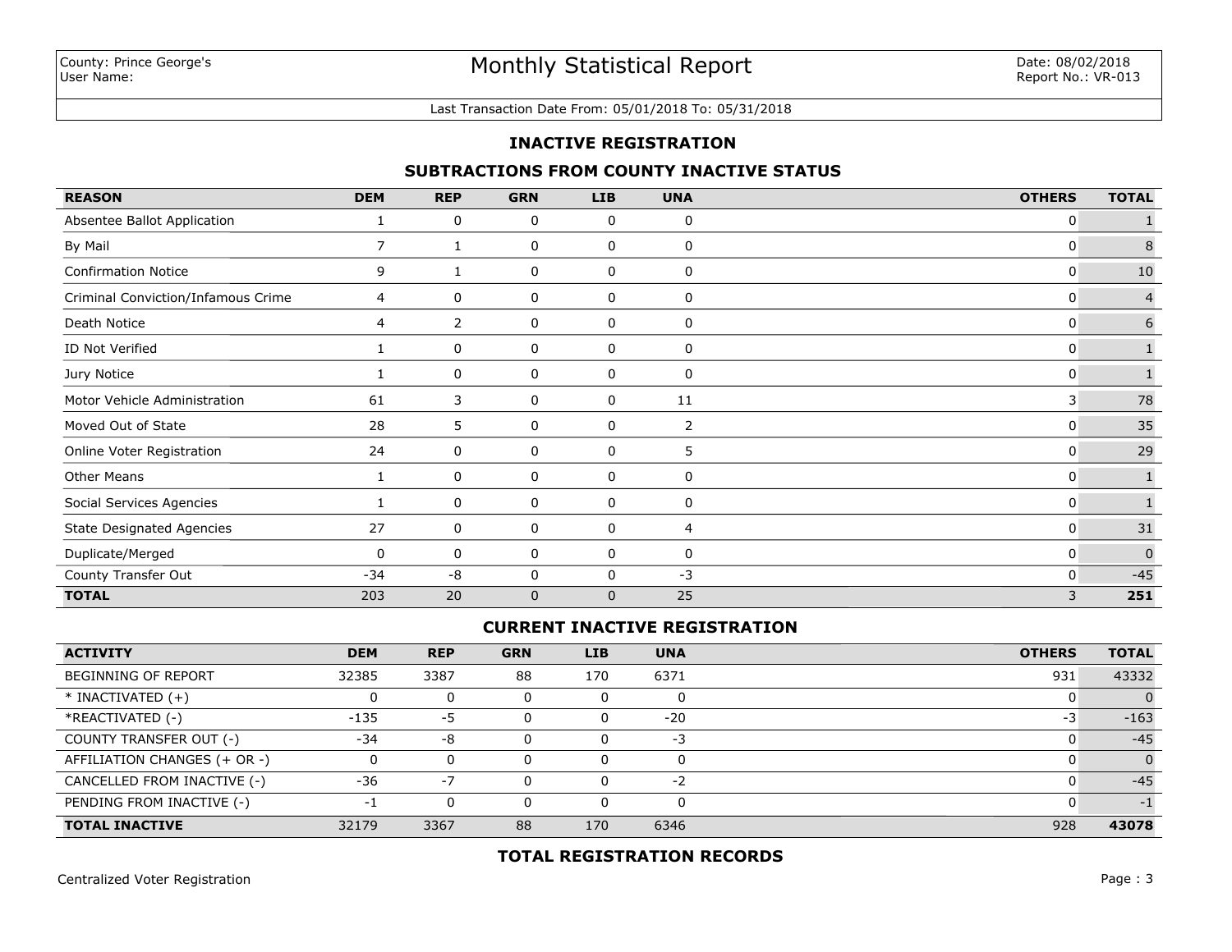County: Prince George's
User Name:

# Monthly Statistical Report

Date: 08/02/2018
Report No.: VR-013

Last Transaction Date From: 05/01/2018 To: 05/31/2018

## INACTIVE REGISTRATION

### SUBTRACTIONS FROM COUNTY INACTIVE STATUS

| REASON | DEM | REP | GRN | LIB | UNA | OTHERS | TOTAL |
|---|---|---|---|---|---|---|---|
| Absentee Ballot Application | 1 | 0 | 0 | 0 | 0 | 0 | 1 |
| By Mail | 7 | 1 | 0 | 0 | 0 | 0 | 8 |
| Confirmation Notice | 9 | 1 | 0 | 0 | 0 | 0 | 10 |
| Criminal Conviction/Infamous Crime | 4 | 0 | 0 | 0 | 0 | 0 | 4 |
| Death Notice | 4 | 2 | 0 | 0 | 0 | 0 | 6 |
| ID Not Verified | 1 | 0 | 0 | 0 | 0 | 0 | 1 |
| Jury Notice | 1 | 0 | 0 | 0 | 0 | 0 | 1 |
| Motor Vehicle Administration | 61 | 3 | 0 | 0 | 11 | 3 | 78 |
| Moved Out of State | 28 | 5 | 0 | 0 | 2 | 0 | 35 |
| Online Voter Registration | 24 | 0 | 0 | 0 | 5 | 0 | 29 |
| Other Means | 1 | 0 | 0 | 0 | 0 | 0 | 1 |
| Social Services Agencies | 1 | 0 | 0 | 0 | 0 | 0 | 1 |
| State Designated Agencies | 27 | 0 | 0 | 0 | 4 | 0 | 31 |
| Duplicate/Merged | 0 | 0 | 0 | 0 | 0 | 0 | 0 |
| County Transfer Out | -34 | -8 | 0 | 0 | -3 | 0 | -45 |
| **TOTAL** | 203 | 20 | 0 | 0 | 25 | 3 | **251** |

### CURRENT INACTIVE REGISTRATION

| ACTIVITY | DEM | REP | GRN | LIB | UNA | OTHERS | TOTAL |
|---|---|---|---|---|---|---|---|
| BEGINNING OF REPORT | 32385 | 3387 | 88 | 170 | 6371 | 931 | 43332 |
| * INACTIVATED (+) | 0 | 0 | 0 | 0 | 0 | 0 | 0 |
| *REACTIVATED (-) | -135 | -5 | 0 | 0 | -20 | -3 | -163 |
| COUNTY TRANSFER OUT (-) | -34 | -8 | 0 | 0 | -3 | 0 | -45 |
| AFFILIATION CHANGES (+ OR -) | 0 | 0 | 0 | 0 | 0 | 0 | 0 |
| CANCELLED FROM INACTIVE (-) | -36 | -7 | 0 | 0 | -2 | 0 | -45 |
| PENDING FROM INACTIVE (-) | -1 | 0 | 0 | 0 | 0 | 0 | -1 |
| **TOTAL INACTIVE** | 32179 | 3367 | 88 | 170 | 6346 | 928 | **43078** |

### TOTAL REGISTRATION RECORDS

Centralized Voter Registration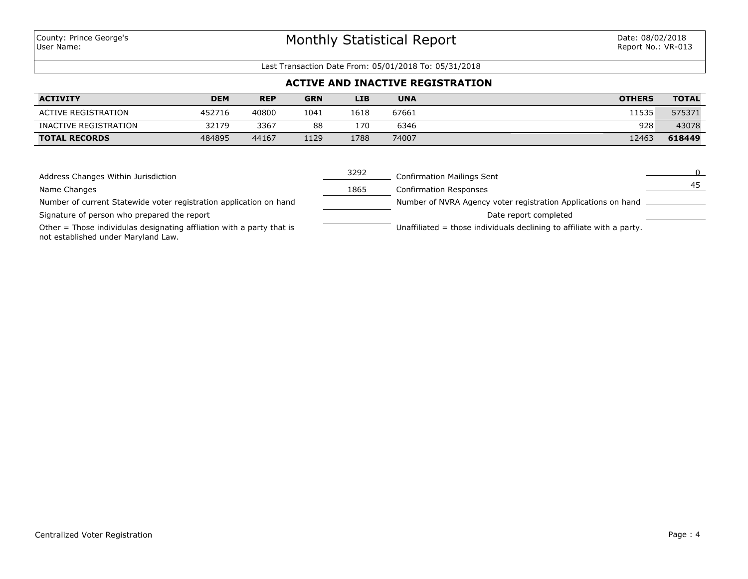County: Prince George's
User Name:

# Monthly Statistical Report

Date: 08/02/2018
Report No.: VR-013

Last Transaction Date From: 05/01/2018 To: 05/31/2018

## ACTIVE AND INACTIVE REGISTRATION

| ACTIVITY | DEM | REP | GRN | LIB | UNA | OTHERS | TOTAL |
|---|---|---|---|---|---|---|---|
| ACTIVE REGISTRATION | 452716 | 40800 | 1041 | 1618 | 67661 | 11535 | 575371 |
| INACTIVE REGISTRATION | 32179 | 3367 | 88 | 170 | 6346 | 928 | 43078 |
| **TOTAL RECORDS** | 484895 | 44167 | 1129 | 1788 | 74007 | 12463 | **618449** |

| | | | |
|---|---|---|---|
| Address Changes Within Jurisdiction | 3292 | Confirmation Mailings Sent | 0 |
| Name Changes | 1865 | Confirmation Responses | 45 |
| Number of current Statewide voter registration application on hand | | Number of NVRA Agency voter registration Applications on hand | |
| Signature of person who prepared the report | | Date report completed | |
| Other = Those individulas designating affliation with a party that is not established under Maryland Law. | | Unaffiliated = those individuals declining to affiliate with a party. | |

Centralized Voter Registration